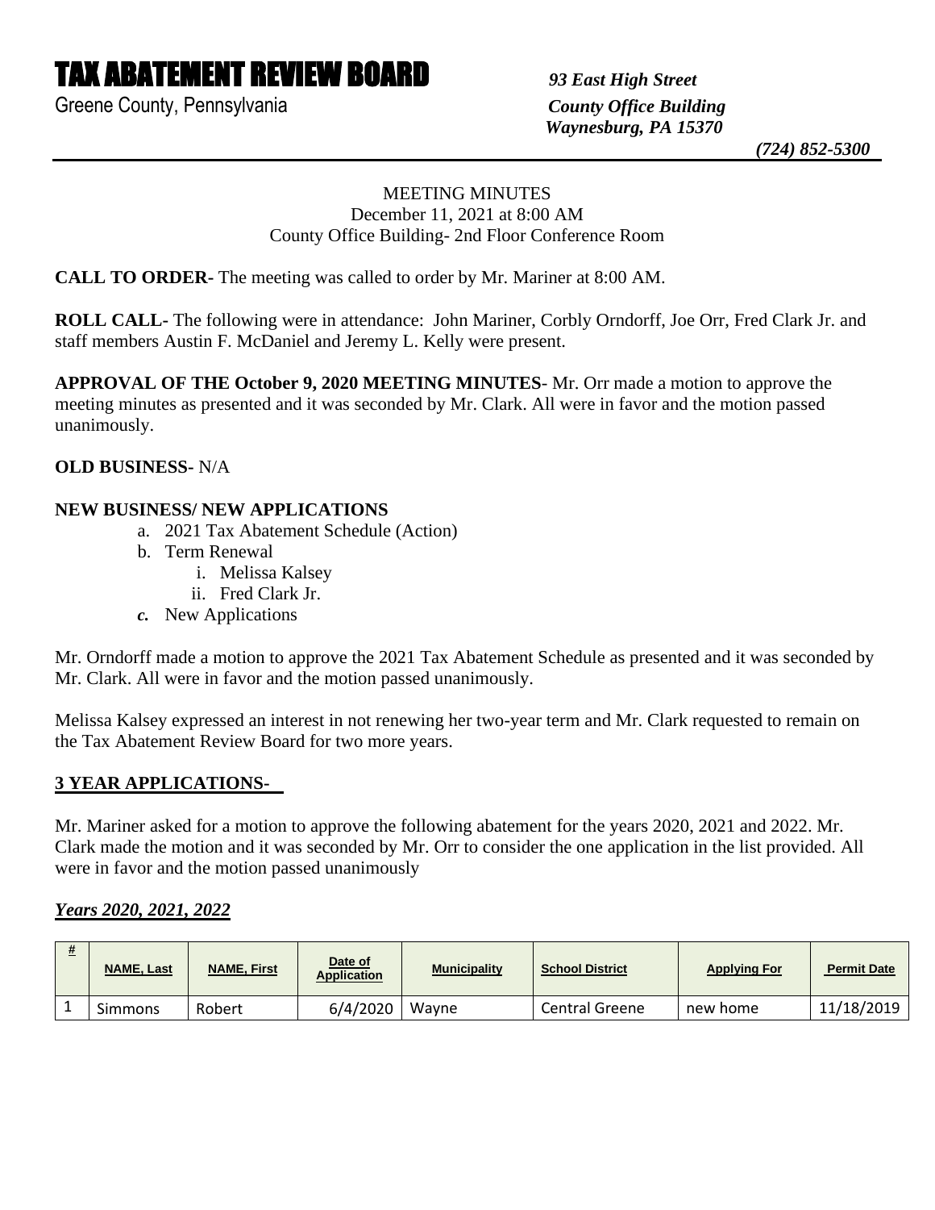# TAX ABATEMENT REVIEW BOARD

Greene County, Pennsylvania

*93 East High Street*
*County Office Building*
*Waynesburg, PA 15370*
*(724) 852-5300*

MEETING MINUTES
December 11, 2021 at 8:00 AM
County Office Building- 2nd Floor Conference Room

**CALL TO ORDER-** The meeting was called to order by Mr. Mariner at 8:00 AM.

**ROLL CALL-** The following were in attendance: John Mariner, Corbly Orndorff, Joe Orr, Fred Clark Jr. and staff members Austin F. McDaniel and Jeremy L. Kelly were present.

**APPROVAL OF THE October 9, 2020 MEETING MINUTES-** Mr. Orr made a motion to approve the meeting minutes as presented and it was seconded by Mr. Clark. All were in favor and the motion passed unanimously.

**OLD BUSINESS-** N/A

**NEW BUSINESS/ NEW APPLICATIONS**

a. 2021 Tax Abatement Schedule (Action)
b. Term Renewal
   i. Melissa Kalsey
   ii. Fred Clark Jr.
*c.* New Applications

Mr. Orndorff made a motion to approve the 2021 Tax Abatement Schedule as presented and it was seconded by Mr. Clark. All were in favor and the motion passed unanimously.

Melissa Kalsey expressed an interest in not renewing her two-year term and Mr. Clark requested to remain on the Tax Abatement Review Board for two more years.

**3 YEAR APPLICATIONS-**

Mr. Mariner asked for a motion to approve the following abatement for the years 2020, 2021 and 2022. Mr. Clark made the motion and it was seconded by Mr. Orr to consider the one application in the list provided. All were in favor and the motion passed unanimously

***Years 2020, 2021, 2022***

| # | NAME, Last | NAME, First | Date of Application | Municipality | School District | Applying For | Permit Date |
|---|---|---|---|---|---|---|---|
| 1 | Simmons | Robert | 6/4/2020 | Wayne | Central Greene | new home | 11/18/2019 |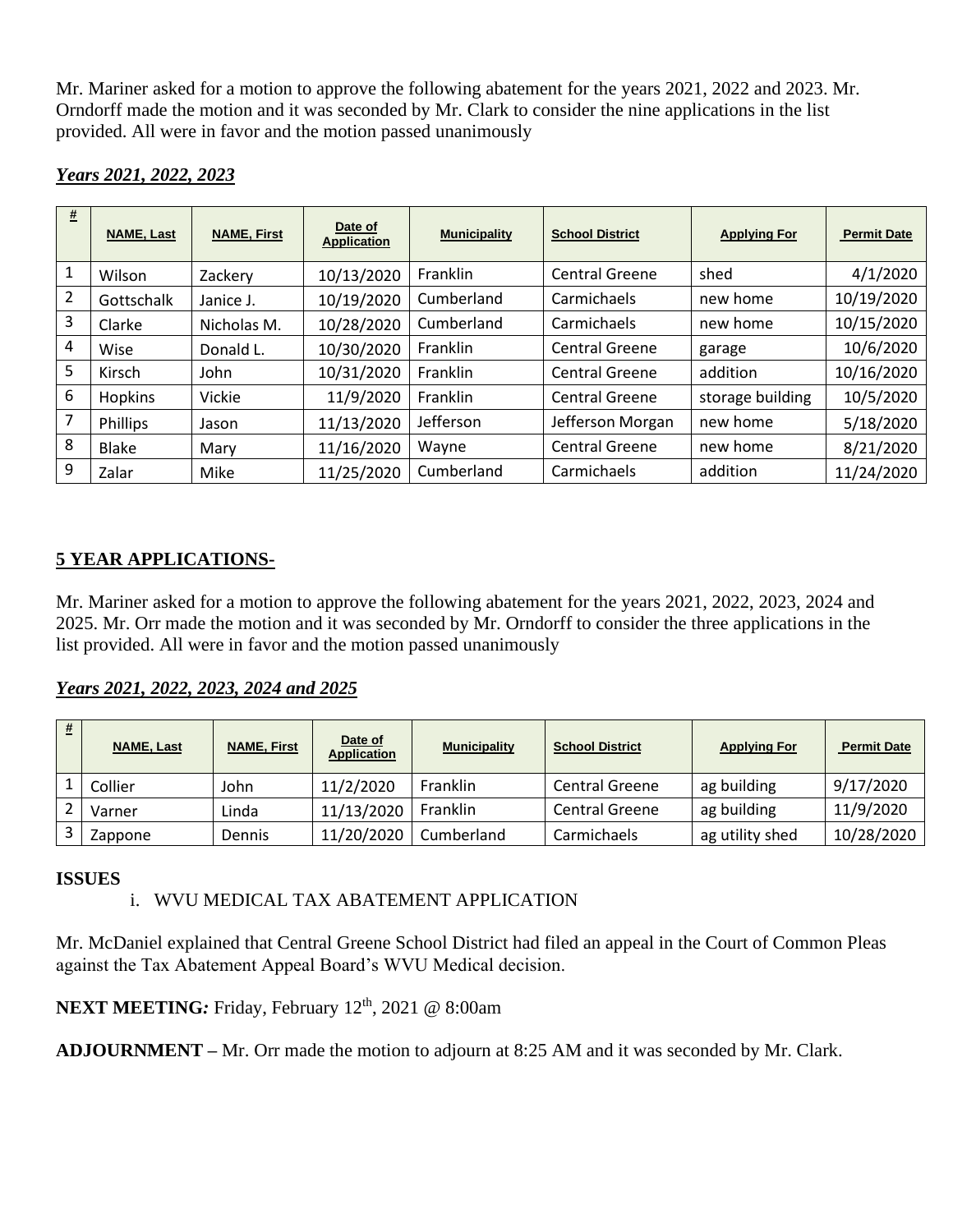Mr. Mariner asked for a motion to approve the following abatement for the years 2021, 2022 and 2023. Mr. Orndorff made the motion and it was seconded by Mr. Clark to consider the nine applications in the list provided. All were in favor and the motion passed unanimously

***Years 2021, 2022, 2023***

| # | NAME, Last | NAME, First | Date of Application | Municipality | School District | Applying For | Permit Date |
|---|---|---|---|---|---|---|---|
| 1 | Wilson | Zackery | 10/13/2020 | Franklin | Central Greene | shed | 4/1/2020 |
| 2 | Gottschalk | Janice J. | 10/19/2020 | Cumberland | Carmichaels | new home | 10/19/2020 |
| 3 | Clarke | Nicholas M. | 10/28/2020 | Cumberland | Carmichaels | new home | 10/15/2020 |
| 4 | Wise | Donald L. | 10/30/2020 | Franklin | Central Greene | garage | 10/6/2020 |
| 5 | Kirsch | John | 10/31/2020 | Franklin | Central Greene | addition | 10/16/2020 |
| 6 | Hopkins | Vickie | 11/9/2020 | Franklin | Central Greene | storage building | 10/5/2020 |
| 7 | Phillips | Jason | 11/13/2020 | Jefferson | Jefferson Morgan | new home | 5/18/2020 |
| 8 | Blake | Mary | 11/16/2020 | Wayne | Central Greene | new home | 8/21/2020 |
| 9 | Zalar | Mike | 11/25/2020 | Cumberland | Carmichaels | addition | 11/24/2020 |

**5 YEAR APPLICATIONS-**

Mr. Mariner asked for a motion to approve the following abatement for the years 2021, 2022, 2023, 2024 and 2025. Mr. Orr made the motion and it was seconded by Mr. Orndorff to consider the three applications in the list provided. All were in favor and the motion passed unanimously

***Years 2021, 2022, 2023, 2024 and 2025***

| # | NAME, Last | NAME, First | Date of Application | Municipality | School District | Applying For | Permit Date |
|---|---|---|---|---|---|---|---|
| 1 | Collier | John | 11/2/2020 | Franklin | Central Greene | ag building | 9/17/2020 |
| 2 | Varner | Linda | 11/13/2020 | Franklin | Central Greene | ag building | 11/9/2020 |
| 3 | Zappone | Dennis | 11/20/2020 | Cumberland | Carmichaels | ag utility shed | 10/28/2020 |

**ISSUES**

i. WVU MEDICAL TAX ABATEMENT APPLICATION

Mr. McDaniel explained that Central Greene School District had filed an appeal in the Court of Common Pleas against the Tax Abatement Appeal Board's WVU Medical decision.

**NEXT MEETING:** Friday, February 12th, 2021 @ 8:00am

**ADJOURNMENT –** Mr. Orr made the motion to adjourn at 8:25 AM and it was seconded by Mr. Clark.